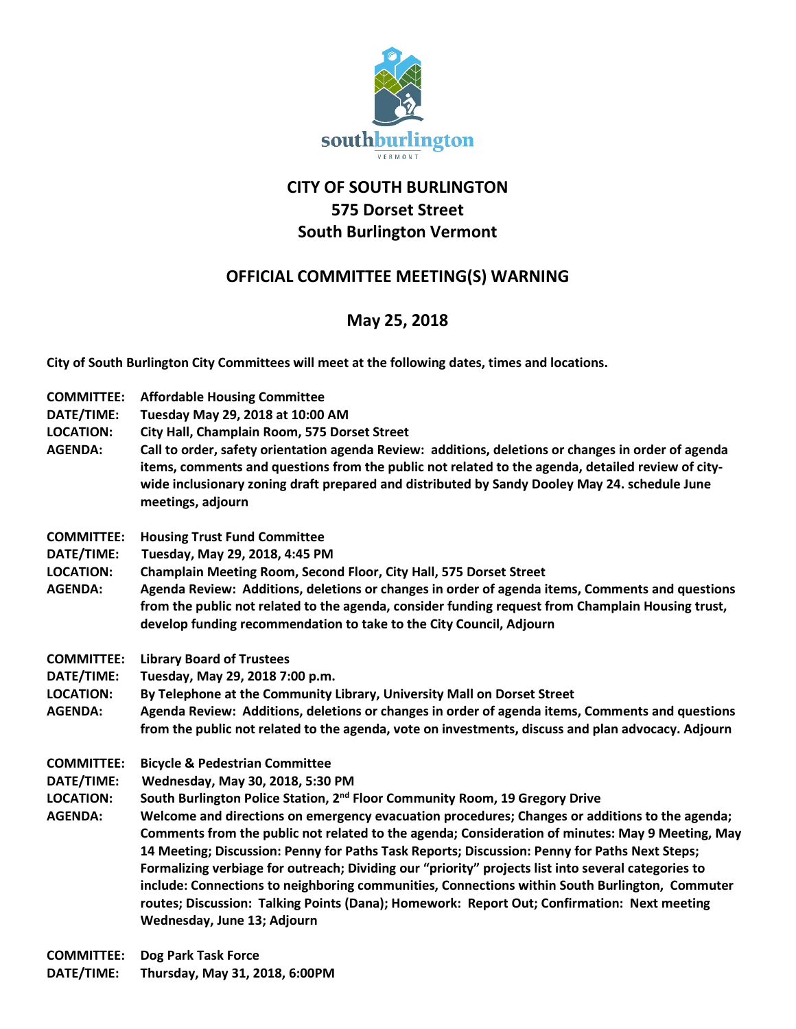# CITY OF SOUTH BURLINGTON
## 575 Dorset Street
## South Burlington Vermont

## OFFICIAL COMMITTEE MEETING(S) WARNING

## May 25, 2018

**City of South Burlington City Committees will meet at the following dates, times and locations.**

**COMMITTEE:** **Affordable Housing Committee**
**DATE/TIME:** **Tuesday May 29, 2018 at 10:00 AM**
**LOCATION:** **City Hall, Champlain Room, 575 Dorset Street**
**AGENDA:** **Call to order, safety orientation agenda Review: additions, deletions or changes in order of agenda items, comments and questions from the public not related to the agenda, detailed review of city-wide inclusionary zoning draft prepared and distributed by Sandy Dooley May 24. schedule June meetings, adjourn**

**COMMITTEE:** **Housing Trust Fund Committee**
**DATE/TIME:** **Tuesday, May 29, 2018, 4:45 PM**
**LOCATION:** **Champlain Meeting Room, Second Floor, City Hall, 575 Dorset Street**
**AGENDA:** **Agenda Review: Additions, deletions or changes in order of agenda items, Comments and questions from the public not related to the agenda, consider funding request from Champlain Housing trust, develop funding recommendation to take to the City Council, Adjourn**

**COMMITTEE:** **Library Board of Trustees**
**DATE/TIME:** **Tuesday, May 29, 2018 7:00 p.m.**
**LOCATION:** **By Telephone at the Community Library, University Mall on Dorset Street**
**AGENDA:** **Agenda Review: Additions, deletions or changes in order of agenda items, Comments and questions from the public not related to the agenda, vote on investments, discuss and plan advocacy. Adjourn**

**COMMITTEE:** **Bicycle & Pedestrian Committee**
**DATE/TIME:** **Wednesday, May 30, 2018, 5:30 PM**
**LOCATION:** **South Burlington Police Station, 2nd Floor Community Room, 19 Gregory Drive**
**AGENDA:** **Welcome and directions on emergency evacuation procedures; Changes or additions to the agenda; Comments from the public not related to the agenda; Consideration of minutes: May 9 Meeting, May 14 Meeting; Discussion: Penny for Paths Task Reports; Discussion: Penny for Paths Next Steps; Formalizing verbiage for outreach; Dividing our "priority" projects list into several categories to include: Connections to neighboring communities, Connections within South Burlington, Commuter routes; Discussion: Talking Points (Dana); Homework: Report Out; Confirmation: Next meeting Wednesday, June 13; Adjourn**

**COMMITTEE:** **Dog Park Task Force**
**DATE/TIME:** **Thursday, May 31, 2018, 6:00PM**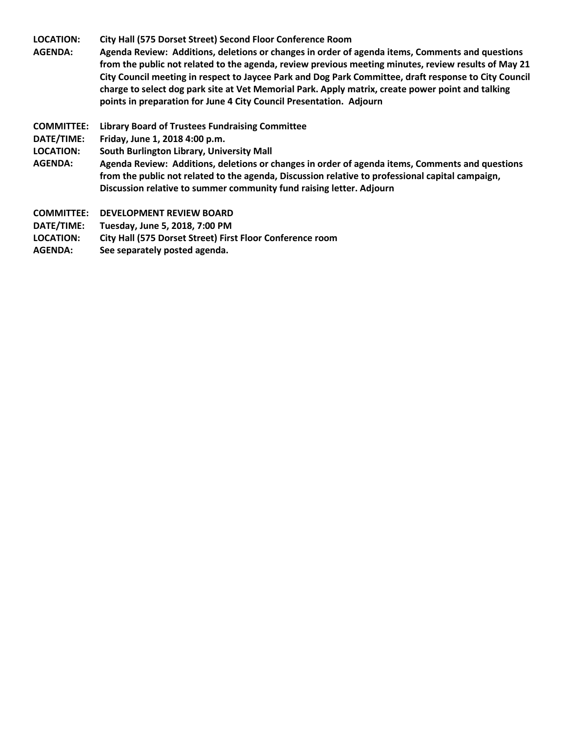**LOCATION:** **City Hall (575 Dorset Street) Second Floor Conference Room**
**AGENDA:** **Agenda Review: Additions, deletions or changes in order of agenda items, Comments and questions from the public not related to the agenda, review previous meeting minutes, review results of May 21 City Council meeting in respect to Jaycee Park and Dog Park Committee, draft response to City Council charge to select dog park site at Vet Memorial Park. Apply matrix, create power point and talking points in preparation for June 4 City Council Presentation. Adjourn**

**COMMITTEE:** **Library Board of Trustees Fundraising Committee**
**DATE/TIME:** **Friday, June 1, 2018 4:00 p.m.**
**LOCATION:** **South Burlington Library, University Mall**
**AGENDA:** **Agenda Review: Additions, deletions or changes in order of agenda items, Comments and questions from the public not related to the agenda, Discussion relative to professional capital campaign, Discussion relative to summer community fund raising letter. Adjourn**

**COMMITTEE:** **DEVELOPMENT REVIEW BOARD**
**DATE/TIME:** **Tuesday, June 5, 2018, 7:00 PM**
**LOCATION:** **City Hall (575 Dorset Street) First Floor Conference room**
**AGENDA:** **See separately posted agenda.**